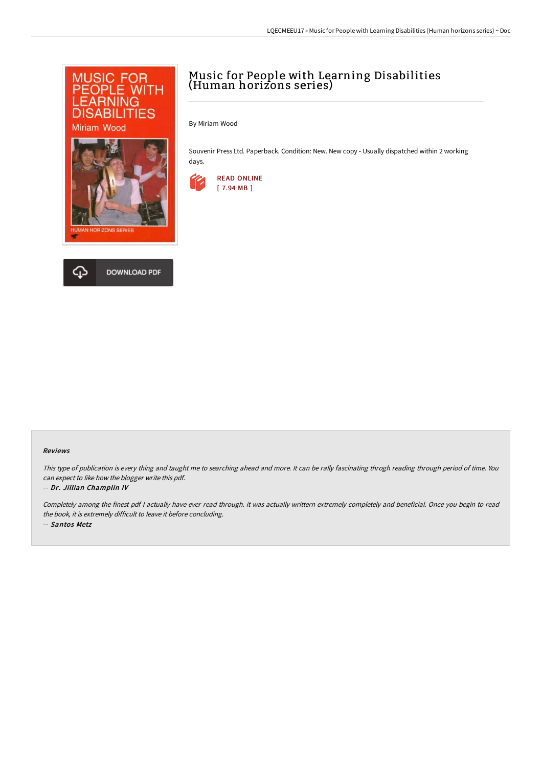# Music for People with Learning Disabilities (Human horizons series)

By Miriam Wood

Souvenir Press Ltd. Paperback. Condition: New. New copy - Usually dispatched within 2 working days.

READ ONLINE
[ 7.94 MB ]

DOWNLOAD PDF

### Reviews

*This type of publication is every thing and taught me to searching ahead and more. It can be rally fascinating throgh reading through period of time. You can expect to like how the blogger write this pdf.*

*-- **Dr. Jillian Champlin IV***

*Completely among the finest pdf I actually have ever read through. it was actually writtern extremely completely and beneficial. Once you begin to read the book, it is extremely difficult to leave it before concluding.*

*-- **Santos Metz***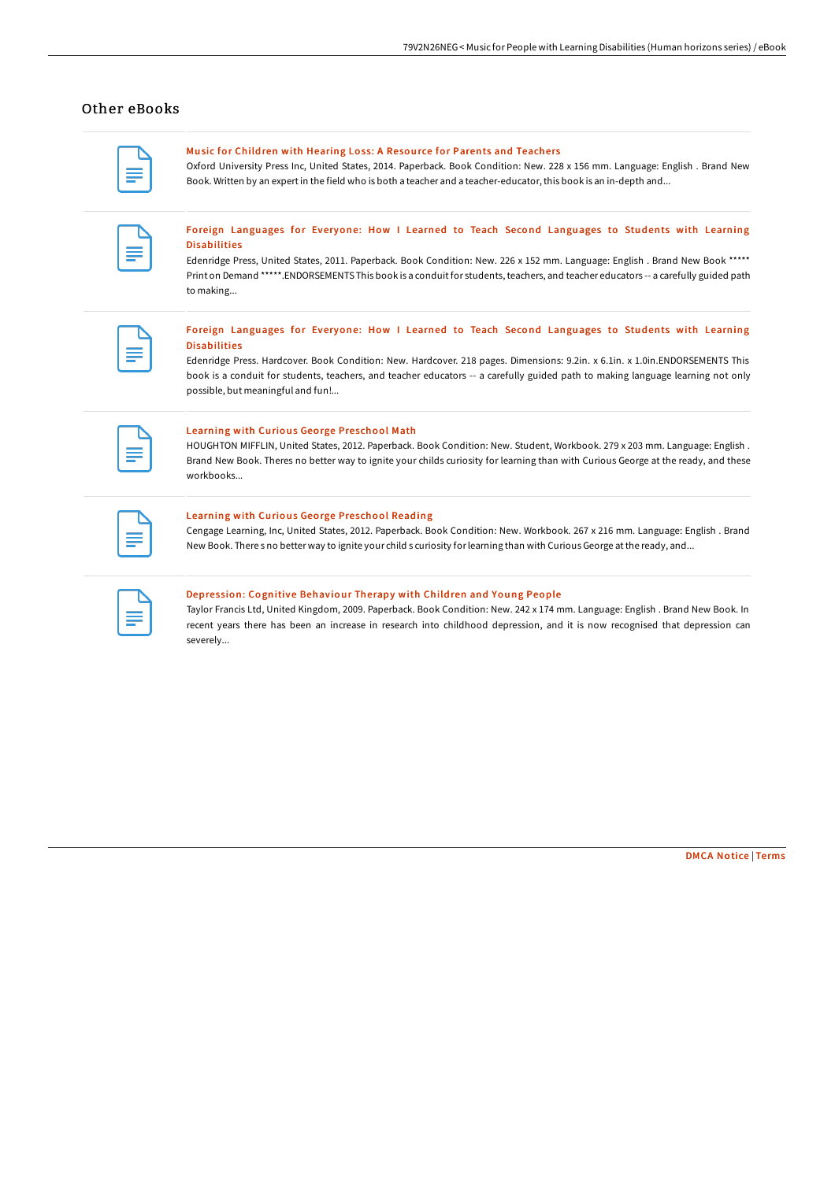## Other eBooks

### Music for Children with Hearing Loss: A Resource for Parents and Teachers

Oxford University Press Inc, United States, 2014. Paperback. Book Condition: New. 228 x 156 mm. Language: English . Brand New Book. Written by an expert in the field who is both a teacher and a teacher-educator, this book is an in-depth and...

### Foreign Languages for Everyone: How I Learned to Teach Second Languages to Students with Learning Disabilities

Edenridge Press, United States, 2011. Paperback. Book Condition: New. 226 x 152 mm. Language: English . Brand New Book ***** Print on Demand *****.ENDORSEMENTS This book is a conduit for students, teachers, and teacher educators -- a carefully guided path to making...

### Foreign Languages for Everyone: How I Learned to Teach Second Languages to Students with Learning Disabilities

Edenridge Press. Hardcover. Book Condition: New. Hardcover. 218 pages. Dimensions: 9.2in. x 6.1in. x 1.0in.ENDORSEMENTS This book is a conduit for students, teachers, and teacher educators -- a carefully guided path to making language learning not only possible, but meaningful and fun!...

### Learning with Curious George Preschool Math

HOUGHTON MIFFLIN, United States, 2012. Paperback. Book Condition: New. Student, Workbook. 279 x 203 mm. Language: English . Brand New Book. Theres no better way to ignite your childs curiosity for learning than with Curious George at the ready, and these workbooks...

### Learning with Curious George Preschool Reading

Cengage Learning, Inc, United States, 2012. Paperback. Book Condition: New. Workbook. 267 x 216 mm. Language: English . Brand New Book. There s no better way to ignite your child s curiosity for learning than with Curious George at the ready, and...

### Depression: Cognitive Behaviour Therapy with Children and Young People

Taylor Francis Ltd, United Kingdom, 2009. Paperback. Book Condition: New. 242 x 174 mm. Language: English . Brand New Book. In recent years there has been an increase in research into childhood depression, and it is now recognised that depression can severely...